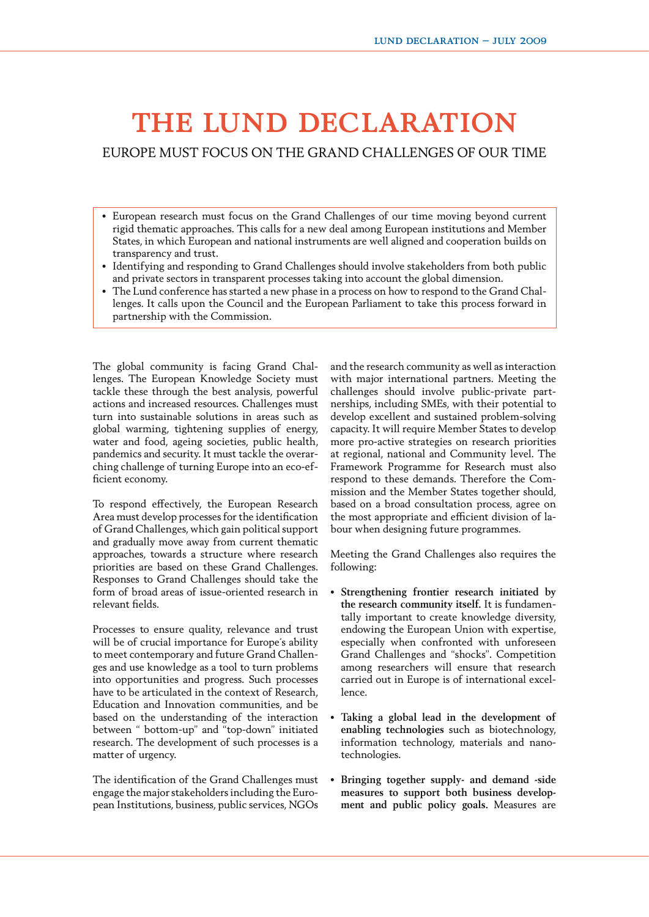# THE LUND DECLARATION

## EUROPE MUST FOCUS ON THE GRAND CHALLENGES OF OUR TIME

- European research must focus on the Grand Challenges of our time moving beyond current rigid thematic approaches. This calls for a new deal among European institutions and Member States, in which European and national instruments are well aligned and cooperation builds on transparency and trust.
- Identifying and responding to Grand Challenges should involve stakeholders from both public and private sectors in transparent processes taking into account the global dimension.
- The Lund conference has started a new phase in a process on how to respond to the Grand Challenges. It calls upon the Council and the European Parliament to take this process forward in partnership with the Commission.

The global community is facing Grand Challenges. The European Knowledge Society must tackle these through the best analysis, powerful actions and increased resources. Challenges must turn into sustainable solutions in areas such as global warming, tightening supplies of energy, water and food, ageing societies, public health, pandemics and security. It must tackle the overarching challenge of turning Europe into an eco-efficient economy.

To respond effectively, the European Research Area must develop processes for the identification of Grand Challenges, which gain political support and gradually move away from current thematic approaches, towards a structure where research priorities are based on these Grand Challenges. Responses to Grand Challenges should take the form of broad areas of issue-oriented research in relevant fields.

Processes to ensure quality, relevance and trust will be of crucial importance for Europe´s ability to meet contemporary and future Grand Challenges and use knowledge as a tool to turn problems into opportunities and progress. Such processes have to be articulated in the context of Research, Education and Innovation communities, and be based on the understanding of the interaction between " bottom-up" and "top-down" initiated research. The development of such processes is a matter of urgency.

The identification of the Grand Challenges must engage the major stakeholders including the European Institutions, business, public services, NGOs and the research community as well as interaction with major international partners. Meeting the challenges should involve public-private partnerships, including SMEs, with their potential to develop excellent and sustained problem-solving capacity. It will require Member States to develop more pro-active strategies on research priorities at regional, national and Community level. The Framework Programme for Research must also respond to these demands. Therefore the Commission and the Member States together should, based on a broad consultation process, agree on the most appropriate and efficient division of labour when designing future programmes.

Meeting the Grand Challenges also requires the following:

- **Strengthening frontier research initiated by the research community itself.** It is fundamentally important to create knowledge diversity, endowing the European Union with expertise, especially when confronted with unforeseen Grand Challenges and "shocks". Competition among researchers will ensure that research carried out in Europe is of international excellence.

- **Taking a global lead in the development of enabling technologies** such as biotechnology, information technology, materials and nanotechnologies.

- **Bringing together supply- and demand -side measures to support both business development and public policy goals.** Measures are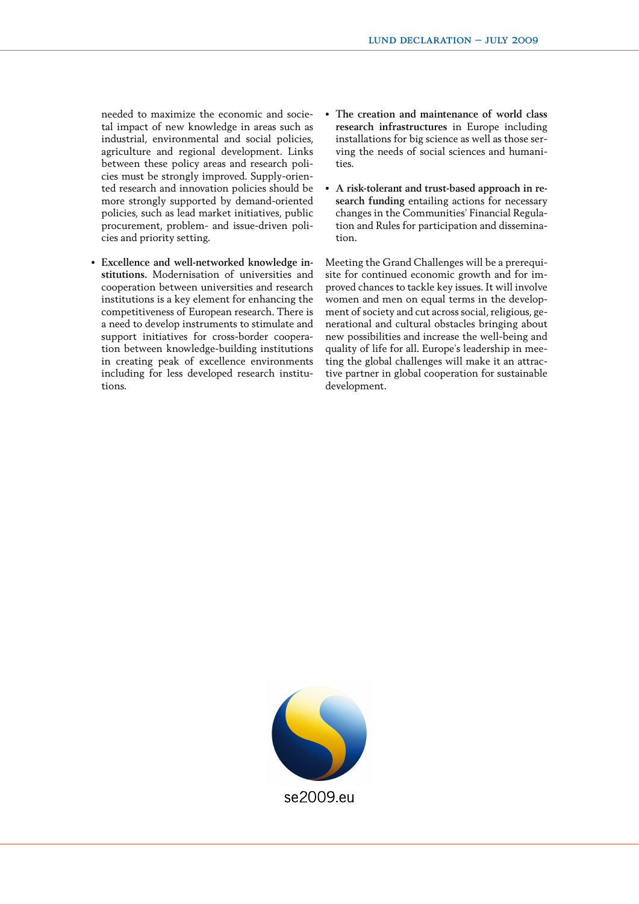needed to maximize the economic and societal impact of new knowledge in areas such as industrial, environmental and social policies, agriculture and regional development. Links between these policy areas and research policies must be strongly improved. Supply-oriented research and innovation policies should be more strongly supported by demand-oriented policies, such as lead market initiatives, public procurement, problem- and issue-driven policies and priority setting.

- **Excellence and well-networked knowledge institutions.** Modernisation of universities and cooperation between universities and research institutions is a key element for enhancing the competitiveness of European research. There is a need to develop instruments to stimulate and support initiatives for cross-border cooperation between knowledge-building institutions in creating peak of excellence environments including for less developed research institutions.

- **The creation and maintenance of world class research infrastructures** in Europe including installations for big science as well as those serving the needs of social sciences and humanities.

- **A risk-tolerant and trust-based approach in research funding** entailing actions for necessary changes in the Communities' Financial Regulation and Rules for participation and dissemination.

Meeting the Grand Challenges will be a prerequisite for continued economic growth and for improved chances to tackle key issues. It will involve women and men on equal terms in the development of society and cut across social, religious, generational and cultural obstacles bringing about new possibilities and increase the well-being and quality of life for all. Europe's leadership in meeting the global challenges will make it an attractive partner in global cooperation for sustainable development.

se2009.eu